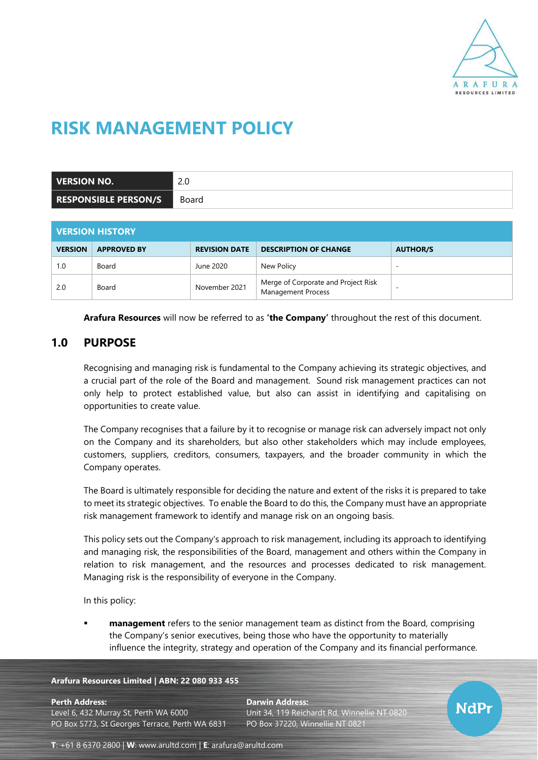# RISK MANAGEMENT POLICY

| VERSION NO. | 2.0 |
|---|---|
| RESPONSIBLE PERSON/S | Board |

| VERSION HISTORY | | | | |
|---|---|---|---|---|
| VERSION | APPROVED BY | REVISION DATE | DESCRIPTION OF CHANGE | AUTHOR/S |
| 1.0 | Board | June 2020 | New Policy | - |
| 2.0 | Board | November 2021 | Merge of Corporate and Project Risk Management Process | - |

**Arafura Resources** will now be referred to as **'the Company'** throughout the rest of this document.

## 1.0 PURPOSE

Recognising and managing risk is fundamental to the Company achieving its strategic objectives, and a crucial part of the role of the Board and management. Sound risk management practices can not only help to protect established value, but also can assist in identifying and capitalising on opportunities to create value.

The Company recognises that a failure by it to recognise or manage risk can adversely impact not only on the Company and its shareholders, but also other stakeholders which may include employees, customers, suppliers, creditors, consumers, taxpayers, and the broader community in which the Company operates.

The Board is ultimately responsible for deciding the nature and extent of the risks it is prepared to take to meet its strategic objectives. To enable the Board to do this, the Company must have an appropriate risk management framework to identify and manage risk on an ongoing basis.

This policy sets out the Company's approach to risk management, including its approach to identifying and managing risk, the responsibilities of the Board, management and others within the Company in relation to risk management, and the resources and processes dedicated to risk management. Managing risk is the responsibility of everyone in the Company.

In this policy:

- **management** refers to the senior management team as distinct from the Board, comprising the Company's senior executives, being those who have the opportunity to materially influence the integrity, strategy and operation of the Company and its financial performance.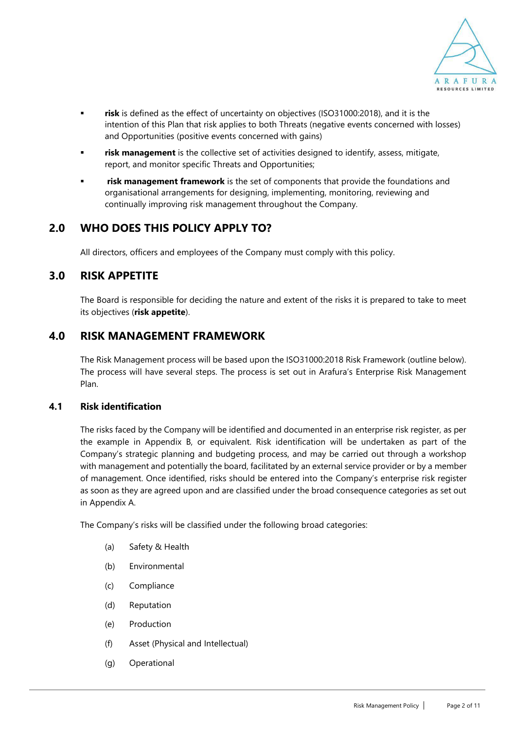- **risk** is defined as the effect of uncertainty on objectives (ISO31000:2018), and it is the intention of this Plan that risk applies to both Threats (negative events concerned with losses) and Opportunities (positive events concerned with gains)
- **risk management** is the collective set of activities designed to identify, assess, mitigate, report, and monitor specific Threats and Opportunities;
- **risk management framework** is the set of components that provide the foundations and organisational arrangements for designing, implementing, monitoring, reviewing and continually improving risk management throughout the Company.

## 2.0 WHO DOES THIS POLICY APPLY TO?

All directors, officers and employees of the Company must comply with this policy.

## 3.0 RISK APPETITE

The Board is responsible for deciding the nature and extent of the risks it is prepared to take to meet its objectives (**risk appetite**).

## 4.0 RISK MANAGEMENT FRAMEWORK

The Risk Management process will be based upon the ISO31000:2018 Risk Framework (outline below). The process will have several steps. The process is set out in Arafura's Enterprise Risk Management Plan.

### 4.1 Risk identification

The risks faced by the Company will be identified and documented in an enterprise risk register, as per the example in Appendix B, or equivalent. Risk identification will be undertaken as part of the Company's strategic planning and budgeting process, and may be carried out through a workshop with management and potentially the board, facilitated by an external service provider or by a member of management. Once identified, risks should be entered into the Company's enterprise risk register as soon as they are agreed upon and are classified under the broad consequence categories as set out in Appendix A.

The Company's risks will be classified under the following broad categories:

(a) Safety & Health

(b) Environmental

(c) Compliance

(d) Reputation

(e) Production

(f) Asset (Physical and Intellectual)

(g) Operational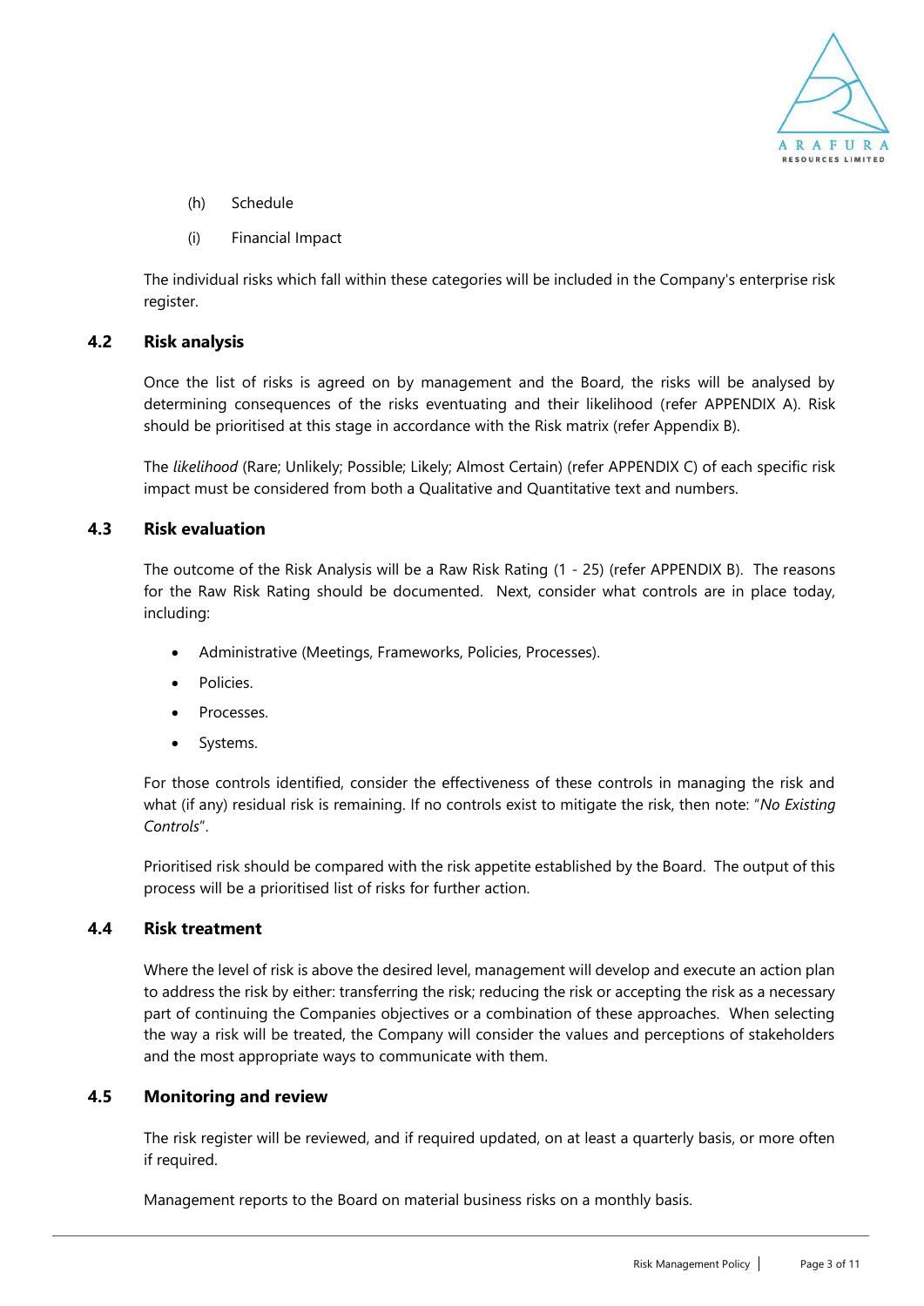(h) Schedule

(i) Financial Impact

The individual risks which fall within these categories will be included in the Company's enterprise risk register.

### 4.2 Risk analysis

Once the list of risks is agreed on by management and the Board, the risks will be analysed by determining consequences of the risks eventuating and their likelihood (refer APPENDIX A). Risk should be prioritised at this stage in accordance with the Risk matrix (refer Appendix B).

The *likelihood* (Rare; Unlikely; Possible; Likely; Almost Certain) (refer APPENDIX C) of each specific risk impact must be considered from both a Qualitative and Quantitative text and numbers.

### 4.3 Risk evaluation

The outcome of the Risk Analysis will be a Raw Risk Rating (1 - 25) (refer APPENDIX B). The reasons for the Raw Risk Rating should be documented. Next, consider what controls are in place today, including:

- Administrative (Meetings, Frameworks, Policies, Processes).
- Policies.
- Processes.
- Systems.

For those controls identified, consider the effectiveness of these controls in managing the risk and what (if any) residual risk is remaining. If no controls exist to mitigate the risk, then note: "*No Existing Controls*".

Prioritised risk should be compared with the risk appetite established by the Board. The output of this process will be a prioritised list of risks for further action.

### 4.4 Risk treatment

Where the level of risk is above the desired level, management will develop and execute an action plan to address the risk by either: transferring the risk; reducing the risk or accepting the risk as a necessary part of continuing the Companies objectives or a combination of these approaches. When selecting the way a risk will be treated, the Company will consider the values and perceptions of stakeholders and the most appropriate ways to communicate with them.

### 4.5 Monitoring and review

The risk register will be reviewed, and if required updated, on at least a quarterly basis, or more often if required.

Management reports to the Board on material business risks on a monthly basis.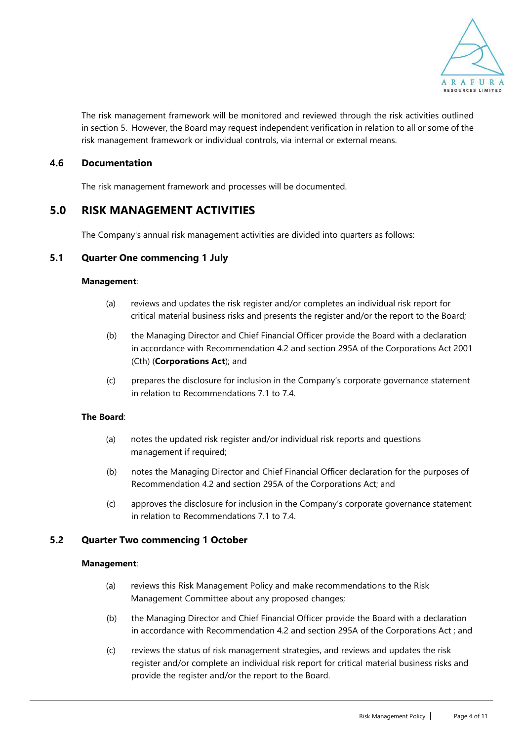The risk management framework will be monitored and reviewed through the risk activities outlined in section 5. However, the Board may request independent verification in relation to all or some of the risk management framework or individual controls, via internal or external means.

### 4.6 Documentation

The risk management framework and processes will be documented.

## 5.0 RISK MANAGEMENT ACTIVITIES

The Company's annual risk management activities are divided into quarters as follows:

### 5.1 Quarter One commencing 1 July

**Management**:

(a) reviews and updates the risk register and/or completes an individual risk report for critical material business risks and presents the register and/or the report to the Board;

(b) the Managing Director and Chief Financial Officer provide the Board with a declaration in accordance with Recommendation 4.2 and section 295A of the Corporations Act 2001 (Cth) (**Corporations Act**); and

(c) prepares the disclosure for inclusion in the Company's corporate governance statement in relation to Recommendations 7.1 to 7.4.

**The Board**:

(a) notes the updated risk register and/or individual risk reports and questions management if required;

(b) notes the Managing Director and Chief Financial Officer declaration for the purposes of Recommendation 4.2 and section 295A of the Corporations Act; and

(c) approves the disclosure for inclusion in the Company's corporate governance statement in relation to Recommendations 7.1 to 7.4.

### 5.2 Quarter Two commencing 1 October

**Management**:

(a) reviews this Risk Management Policy and make recommendations to the Risk Management Committee about any proposed changes;

(b) the Managing Director and Chief Financial Officer provide the Board with a declaration in accordance with Recommendation 4.2 and section 295A of the Corporations Act ; and

(c) reviews the status of risk management strategies, and reviews and updates the risk register and/or complete an individual risk report for critical material business risks and provide the register and/or the report to the Board.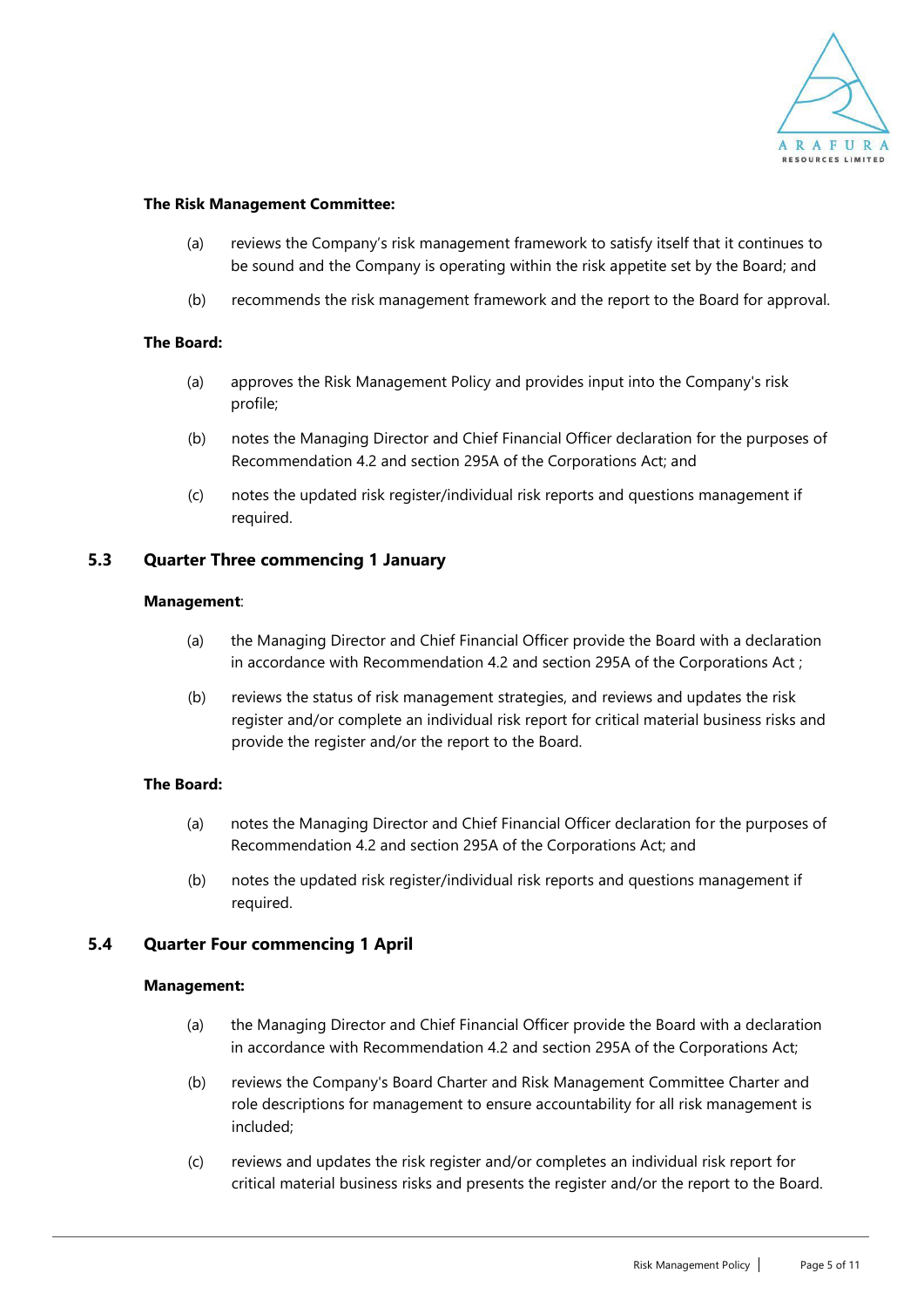**The Risk Management Committee:**

(a) reviews the Company's risk management framework to satisfy itself that it continues to be sound and the Company is operating within the risk appetite set by the Board; and

(b) recommends the risk management framework and the report to the Board for approval.

**The Board:**

(a) approves the Risk Management Policy and provides input into the Company's risk profile;

(b) notes the Managing Director and Chief Financial Officer declaration for the purposes of Recommendation 4.2 and section 295A of the Corporations Act; and

(c) notes the updated risk register/individual risk reports and questions management if required.

## 5.3 Quarter Three commencing 1 January

**Management**:

(a) the Managing Director and Chief Financial Officer provide the Board with a declaration in accordance with Recommendation 4.2 and section 295A of the Corporations Act ;

(b) reviews the status of risk management strategies, and reviews and updates the risk register and/or complete an individual risk report for critical material business risks and provide the register and/or the report to the Board.

**The Board:**

(a) notes the Managing Director and Chief Financial Officer declaration for the purposes of Recommendation 4.2 and section 295A of the Corporations Act; and

(b) notes the updated risk register/individual risk reports and questions management if required.

## 5.4 Quarter Four commencing 1 April

**Management:**

(a) the Managing Director and Chief Financial Officer provide the Board with a declaration in accordance with Recommendation 4.2 and section 295A of the Corporations Act;

(b) reviews the Company's Board Charter and Risk Management Committee Charter and role descriptions for management to ensure accountability for all risk management is included;

(c) reviews and updates the risk register and/or completes an individual risk report for critical material business risks and presents the register and/or the report to the Board.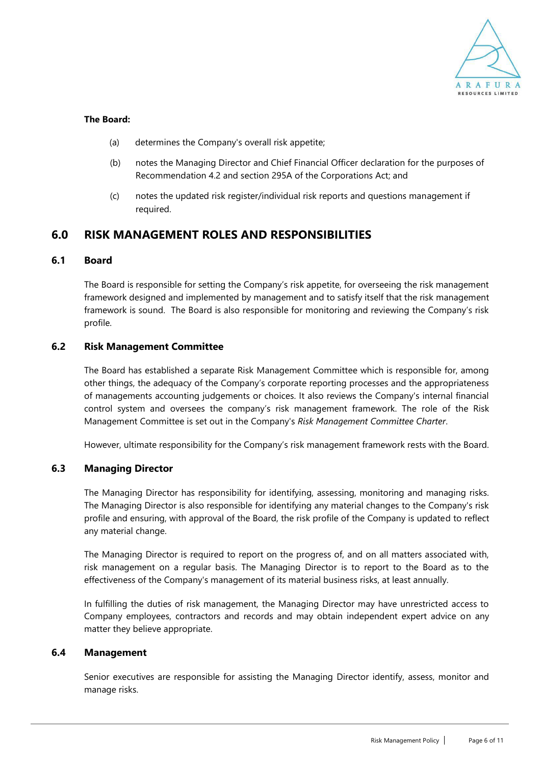**The Board:**

(a) determines the Company's overall risk appetite;

(b) notes the Managing Director and Chief Financial Officer declaration for the purposes of Recommendation 4.2 and section 295A of the Corporations Act; and

(c) notes the updated risk register/individual risk reports and questions management if required.

## 6.0 RISK MANAGEMENT ROLES AND RESPONSIBILITIES

### 6.1 Board

The Board is responsible for setting the Company's risk appetite, for overseeing the risk management framework designed and implemented by management and to satisfy itself that the risk management framework is sound. The Board is also responsible for monitoring and reviewing the Company's risk profile.

### 6.2 Risk Management Committee

The Board has established a separate Risk Management Committee which is responsible for, among other things, the adequacy of the Company's corporate reporting processes and the appropriateness of managements accounting judgements or choices. It also reviews the Company's internal financial control system and oversees the company's risk management framework. The role of the Risk Management Committee is set out in the Company's *Risk Management Committee Charter*.

However, ultimate responsibility for the Company's risk management framework rests with the Board.

### 6.3 Managing Director

The Managing Director has responsibility for identifying, assessing, monitoring and managing risks. The Managing Director is also responsible for identifying any material changes to the Company's risk profile and ensuring, with approval of the Board, the risk profile of the Company is updated to reflect any material change.

The Managing Director is required to report on the progress of, and on all matters associated with, risk management on a regular basis. The Managing Director is to report to the Board as to the effectiveness of the Company's management of its material business risks, at least annually.

In fulfilling the duties of risk management, the Managing Director may have unrestricted access to Company employees, contractors and records and may obtain independent expert advice on any matter they believe appropriate.

### 6.4 Management

Senior executives are responsible for assisting the Managing Director identify, assess, monitor and manage risks.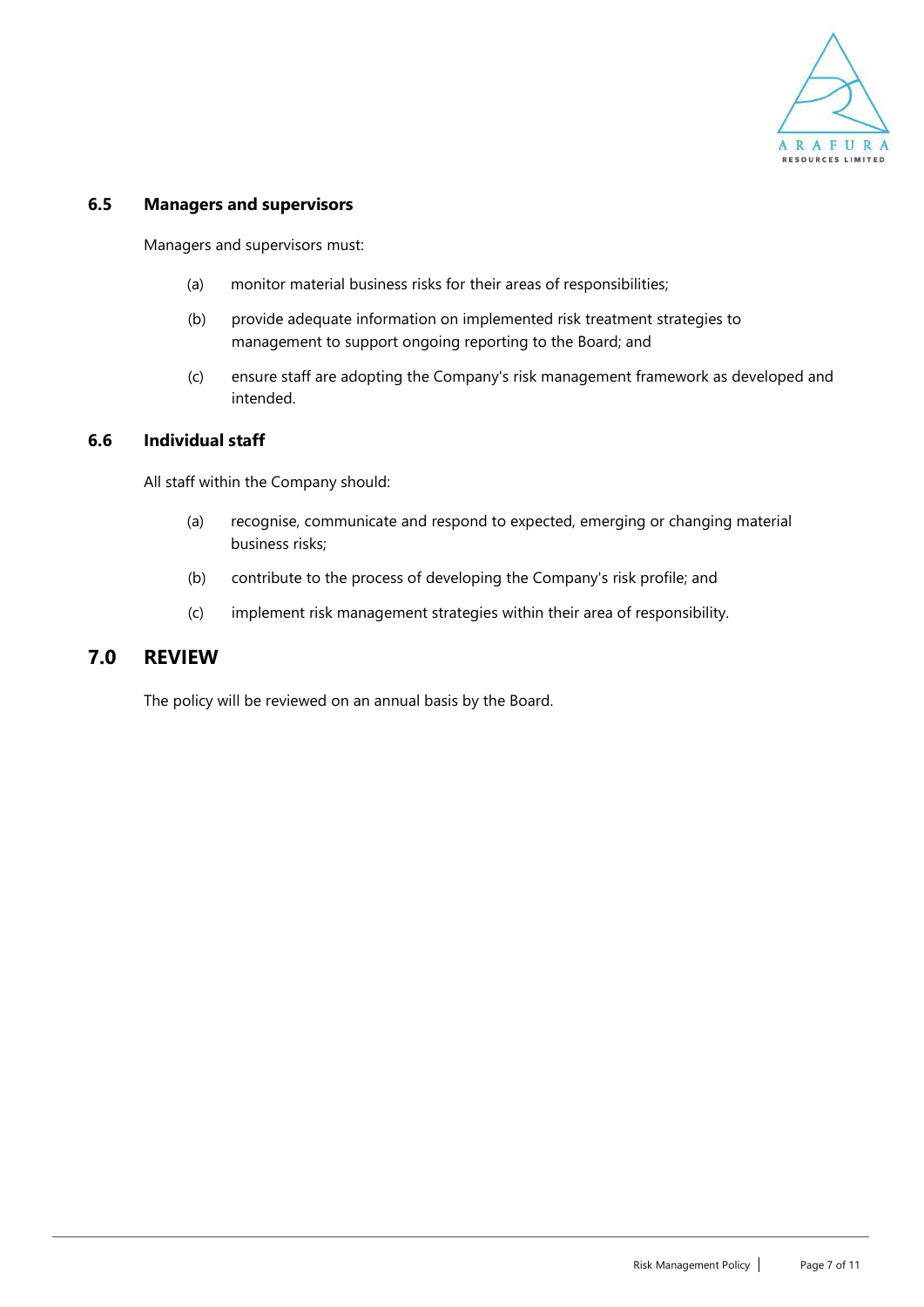### 6.5 Managers and supervisors

Managers and supervisors must:

(a) monitor material business risks for their areas of responsibilities;

(b) provide adequate information on implemented risk treatment strategies to management to support ongoing reporting to the Board; and

(c) ensure staff are adopting the Company's risk management framework as developed and intended.

### 6.6 Individual staff

All staff within the Company should:

(a) recognise, communicate and respond to expected, emerging or changing material business risks;

(b) contribute to the process of developing the Company's risk profile; and

(c) implement risk management strategies within their area of responsibility.

## 7.0 REVIEW

The policy will be reviewed on an annual basis by the Board.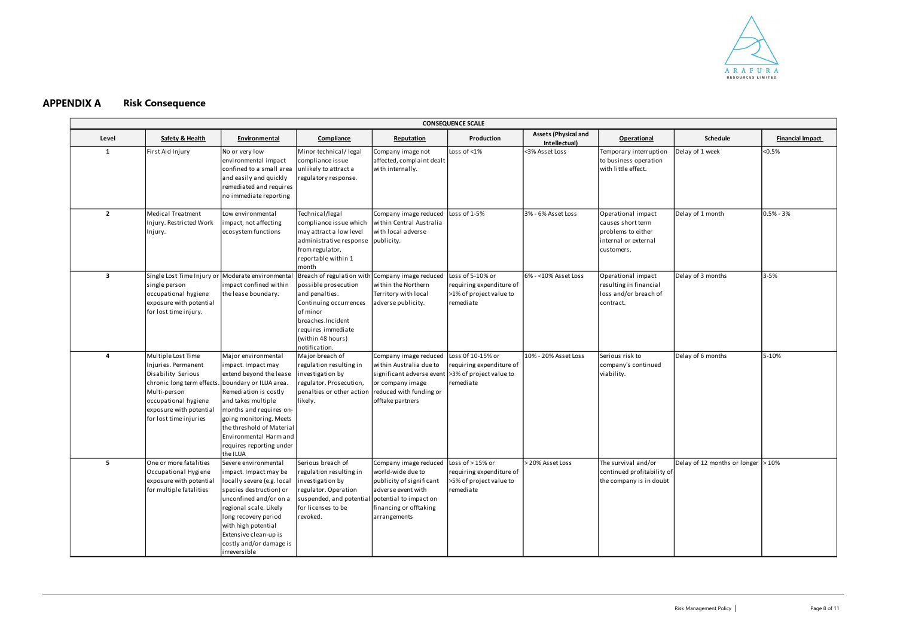## APPENDIX A Risk Consequence

| CONSEQUENCE SCALE | | | | | | | | | |
|---|---|---|---|---|---|---|---|---|---|
| **Level** | **Safety & Health** | **Environmental** | **Compliance** | **Reputation** | **Production** | **Assets (Physical and Intellectual)** | **Operational** | **Schedule** | **Financial Impact** |
| **1** | First Aid Injury | No or very low environmental impact confined to a small area and easily and quickly remediated and requires no immediate reporting | Minor technical/ legal compliance issue unlikely to attract a regulatory response. | Company image not affected, complaint dealt with internally. | Loss of <1% | <3% Asset Loss | Temporary interruption to business operation with little effect. | Delay of 1 week | <0.5% |
| **2** | Medical Treatment Injury. Restricted Work Injury. | Low environmental impact, not affecting ecosystem functions | Technical/legal compliance issue which may attract a low level administrative response from regulator, reportable within 1 month | Company image reduced within Central Australia with local adverse publicity. | Loss of 1-5% | 3% - 6% Asset Loss | Operational impact causes short term problems to either internal or external customers. | Delay of 1 month | 0.5% - 3% |
| **3** | Single Lost Time Injury or single person occupational hygiene exposure with potential for lost time injury. | Moderate environmental impact confined within the lease boundary. | Breach of regulation with possible prosecution and penalties. Continuing occurrences of minor breaches.Incident requires immediate (within 48 hours) notification. | Company image reduced within the Northern Territory with local adverse publicity. | Loss of 5-10% or requiring expenditure of >1% of project value to remediate | 6% - <10% Asset Loss | Operational impact resulting in financial loss and/or breach of contract. | Delay of 3 months | 3-5% |
| **4** | Multiple Lost Time Injuries. Permanent Disability Serious chronic long term effects. Multi-person occupational hygiene exposure with potential for lost time injuries | Major environmental impact. Impact may extend beyond the lease boundary or ILUA area. Remediation is costly and takes multiple months and requires on-going monitoring. Meets the threshold of Material Environmental Harm and requires reporting under the ILUA | Major breach of regulation resulting in investigation by regulator. Prosecution, penalties or other action likely. | Company image reduced within Australia due to significant adverse event or company image reduced with funding or offtake partners | Loss 0f 10-15% or requiring expenditure of >3% of project value to remediate | 10% - 20% Asset Loss | Serious risk to company's continued viability. | Delay of 6 months | 5-10% |
| **5** | One or more fatalities Occupational Hygiene exposure with potential for multiple fatalities | Severe environmental impact. Impact may be locally severe (e.g. local species destruction) or unconfined and/or on a regional scale. Likely long recovery period with high potential Extensive clean-up is costly and/or damage is irreversible | Serious breach of regulation resulting in investigation by regulator. Operation suspended, and potential for licenses to be revoked. | Company image reduced world-wide due to publicity of significant adverse event with potential to impact on financing or offtaking arrangements | Loss of > 15% or requiring expenditure of >5% of project value to remediate | > 20% Asset Loss | The survival and/or continued profitability of the company is in doubt | Delay of 12 months or longer | > 10% |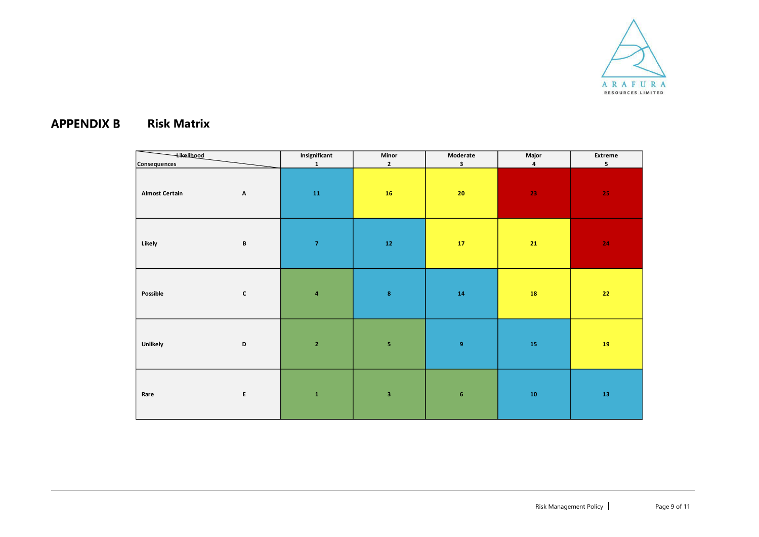## APPENDIX B Risk Matrix

| Likelihood / Consequences | | Insignificant 1 | Minor 2 | Moderate 3 | Major 4 | Extreme 5 |
|---|---|---|---|---|---|---|
| Almost Certain | A | 11 | 16 | 20 | 23 | 25 |
| Likely | B | 7 | 12 | 17 | 21 | 24 |
| Possible | C | 4 | 8 | 14 | 18 | 22 |
| Unlikely | D | 2 | 5 | 9 | 15 | 19 |
| Rare | E | 1 | 3 | 6 | 10 | 13 |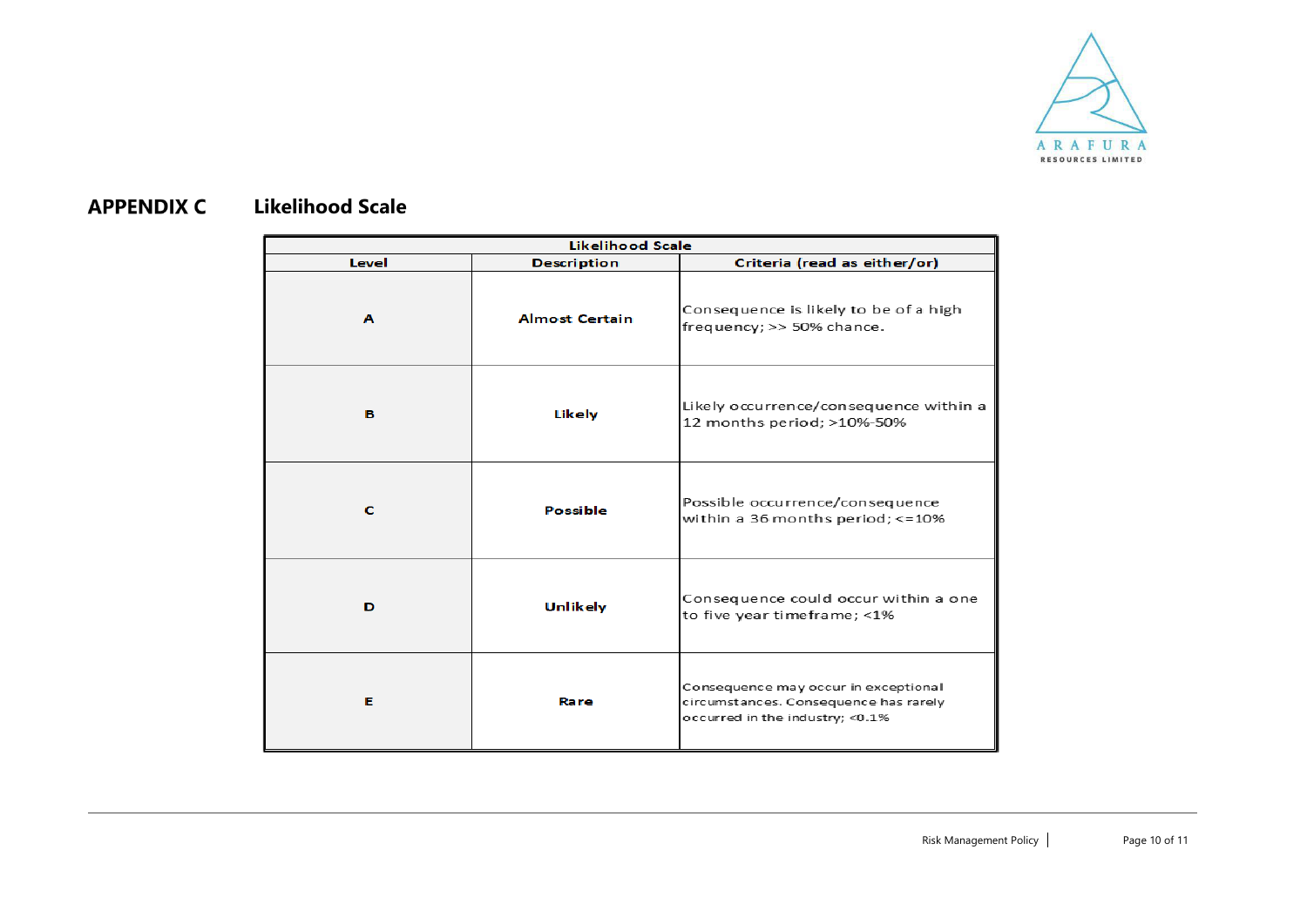## APPENDIX C Likelihood Scale

| Likelihood Scale | | |
|---|---|---|
| **Level** | **Description** | **Criteria (read as either/or)** |
| **A** | **Almost Certain** | Consequence is likely to be of a high frequency; >> 50% chance. |
| **B** | **Likely** | Likely occurrence/consequence within a 12 months period; >10%-50% |
| **C** | **Possible** | Possible occurrence/consequence within a 36 months period; <=10% |
| **D** | **Unlikely** | Consequence could occur within a one to five year timeframe; <1% |
| **E** | **Rare** | Consequence may occur in exceptional circumstances. Consequence has rarely occurred in the industry; <0.1% |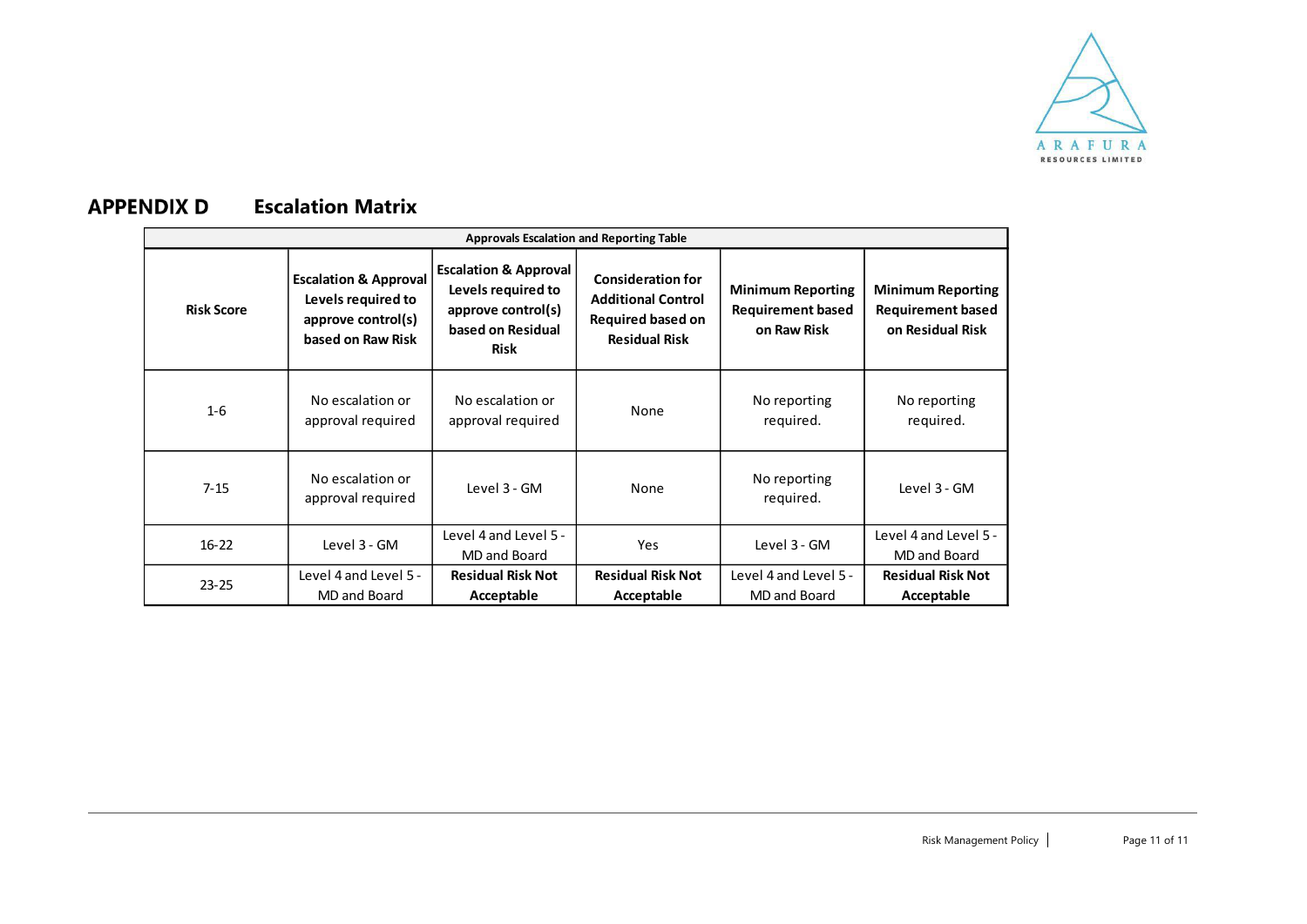## APPENDIX D Escalation Matrix

| Approvals Escalation and Reporting Table | | | | | |
|---|---|---|---|---|---|
| **Risk Score** | **Escalation & Approval Levels required to approve control(s) based on Raw Risk** | **Escalation & Approval Levels required to approve control(s) based on Residual Risk** | **Consideration for Additional Control Required based on Residual Risk** | **Minimum Reporting Requirement based on Raw Risk** | **Minimum Reporting Requirement based on Residual Risk** |
| 1-6 | No escalation or approval required | No escalation or approval required | None | No reporting required. | No reporting required. |
| 7-15 | No escalation or approval required | Level 3 - GM | None | No reporting required. | Level 3 - GM |
| 16-22 | Level 3 - GM | Level 4 and Level 5 - MD and Board | Yes | Level 3 - GM | Level 4 and Level 5 - MD and Board |
| 23-25 | Level 4 and Level 5 - MD and Board | **Residual Risk Not Acceptable** | **Residual Risk Not Acceptable** | Level 4 and Level 5 - MD and Board | **Residual Risk Not Acceptable** |